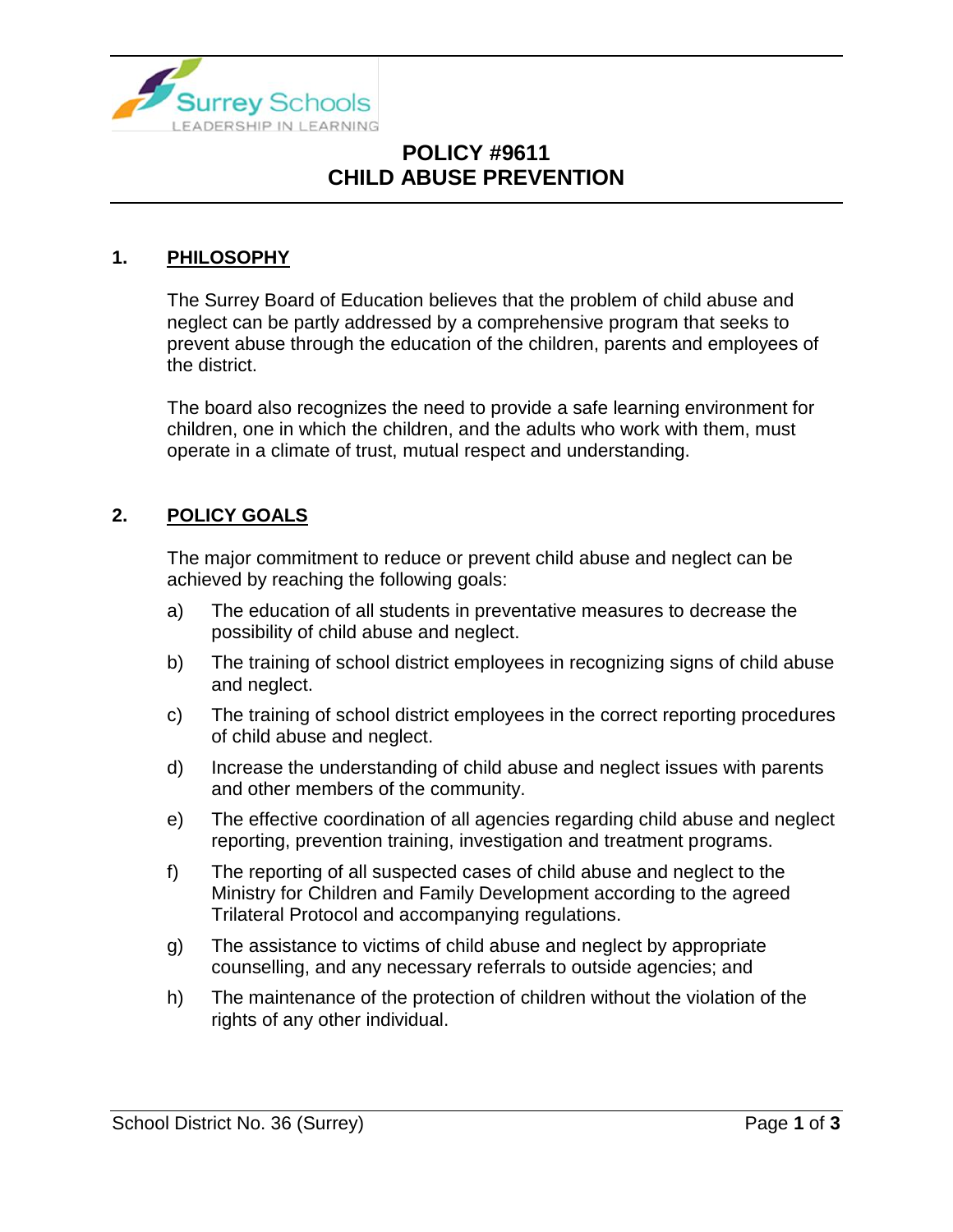# POLICY #9611
# CHILD ABUSE PREVENTION

## 1. PHILOSOPHY

The Surrey Board of Education believes that the problem of child abuse and neglect can be partly addressed by a comprehensive program that seeks to prevent abuse through the education of the children, parents and employees of the district.

The board also recognizes the need to provide a safe learning environment for children, one in which the children, and the adults who work with them, must operate in a climate of trust, mutual respect and understanding.

## 2. POLICY GOALS

The major commitment to reduce or prevent child abuse and neglect can be achieved by reaching the following goals:

a) The education of all students in preventative measures to decrease the possibility of child abuse and neglect.

b) The training of school district employees in recognizing signs of child abuse and neglect.

c) The training of school district employees in the correct reporting procedures of child abuse and neglect.

d) Increase the understanding of child abuse and neglect issues with parents and other members of the community.

e) The effective coordination of all agencies regarding child abuse and neglect reporting, prevention training, investigation and treatment programs.

f) The reporting of all suspected cases of child abuse and neglect to the Ministry for Children and Family Development according to the agreed Trilateral Protocol and accompanying regulations.

g) The assistance to victims of child abuse and neglect by appropriate counselling, and any necessary referrals to outside agencies; and

h) The maintenance of the protection of children without the violation of the rights of any other individual.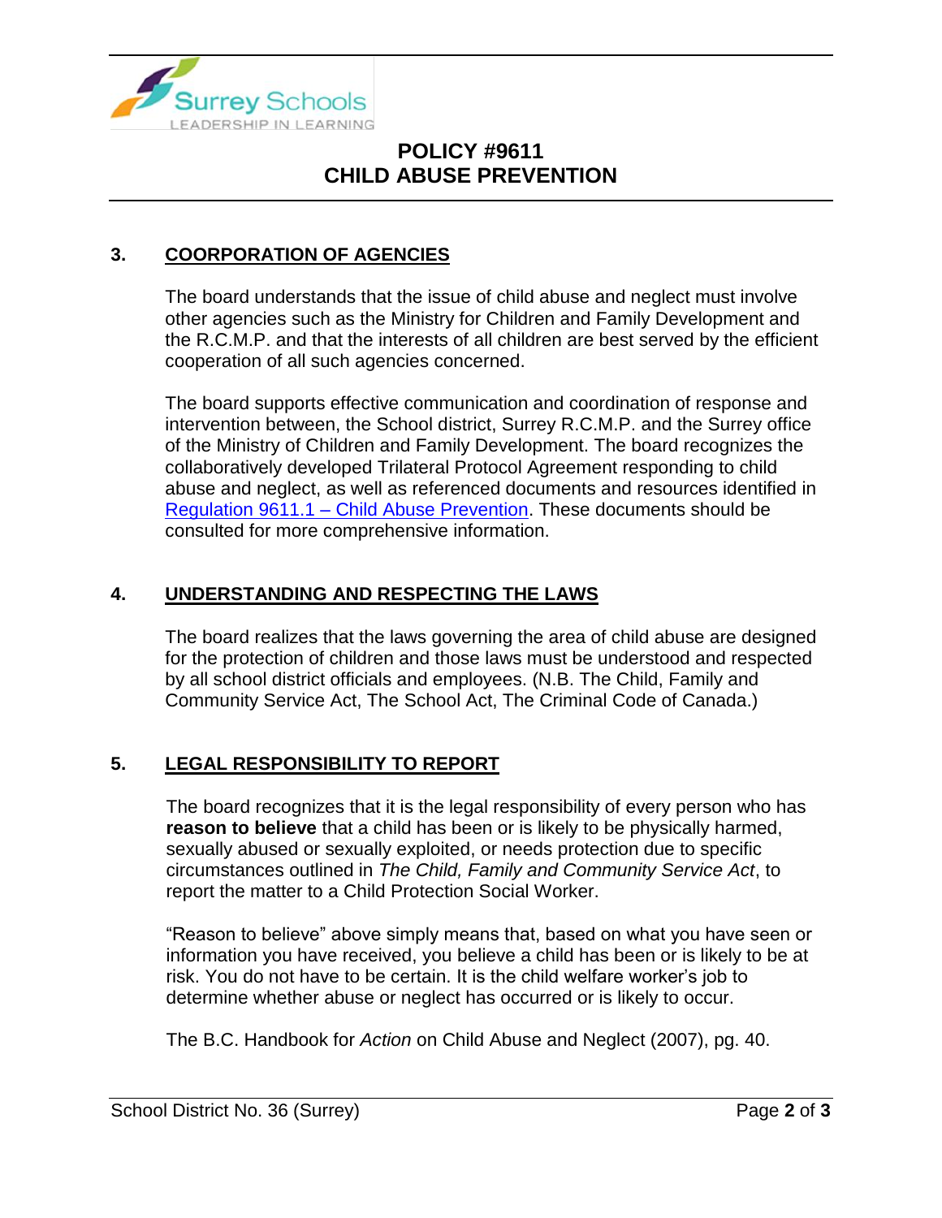## 3. COORPORATION OF AGENCIES

The board understands that the issue of child abuse and neglect must involve other agencies such as the Ministry for Children and Family Development and the R.C.M.P. and that the interests of all children are best served by the efficient cooperation of all such agencies concerned.

The board supports effective communication and coordination of response and intervention between, the School district, Surrey R.C.M.P. and the Surrey office of the Ministry of Children and Family Development. The board recognizes the collaboratively developed Trilateral Protocol Agreement responding to child abuse and neglect, as well as referenced documents and resources identified in Regulation 9611.1 – Child Abuse Prevention. These documents should be consulted for more comprehensive information.

## 4. UNDERSTANDING AND RESPECTING THE LAWS

The board realizes that the laws governing the area of child abuse are designed for the protection of children and those laws must be understood and respected by all school district officials and employees. (N.B. The Child, Family and Community Service Act, The School Act, The Criminal Code of Canada.)

## 5. LEGAL RESPONSIBILITY TO REPORT

The board recognizes that it is the legal responsibility of every person who has **reason to believe** that a child has been or is likely to be physically harmed, sexually abused or sexually exploited, or needs protection due to specific circumstances outlined in *The Child, Family and Community Service Act*, to report the matter to a Child Protection Social Worker.

"Reason to believe" above simply means that, based on what you have seen or information you have received, you believe a child has been or is likely to be at risk. You do not have to be certain. It is the child welfare worker's job to determine whether abuse or neglect has occurred or is likely to occur.

The B.C. Handbook for *Action* on Child Abuse and Neglect (2007), pg. 40.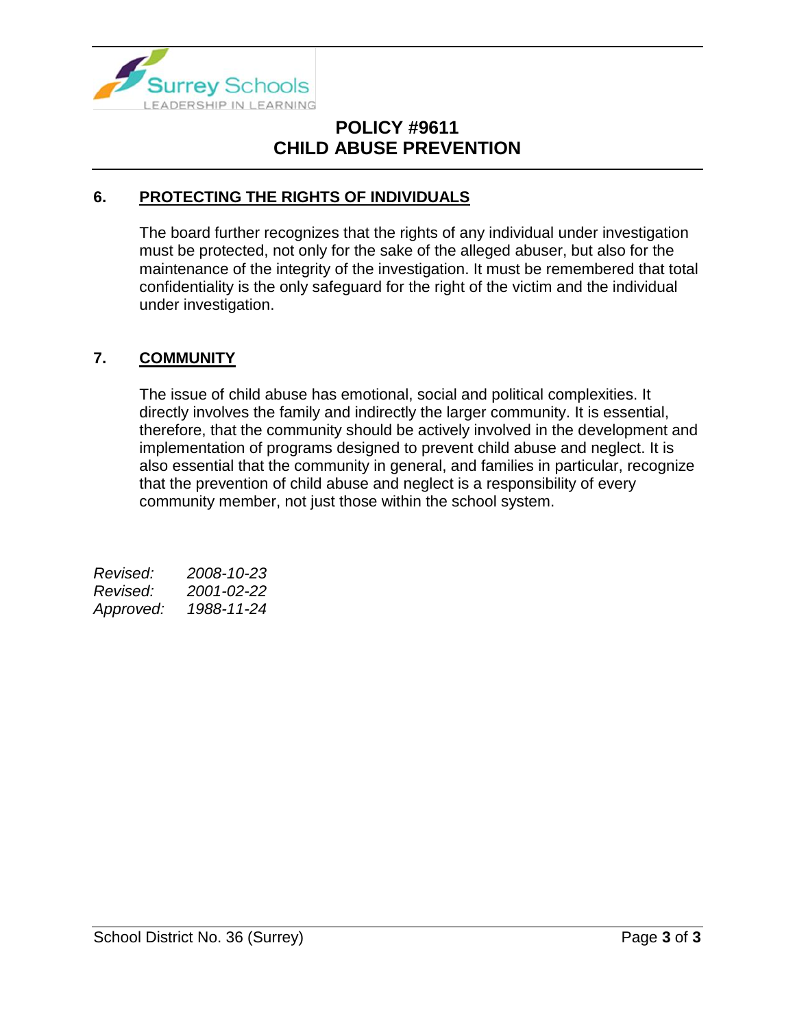## 6. PROTECTING THE RIGHTS OF INDIVIDUALS

The board further recognizes that the rights of any individual under investigation must be protected, not only for the sake of the alleged abuser, but also for the maintenance of the integrity of the investigation. It must be remembered that total confidentiality is the only safeguard for the right of the victim and the individual under investigation.

## 7. COMMUNITY

The issue of child abuse has emotional, social and political complexities. It directly involves the family and indirectly the larger community. It is essential, therefore, that the community should be actively involved in the development and implementation of programs designed to prevent child abuse and neglect. It is also essential that the community in general, and families in particular, recognize that the prevention of child abuse and neglect is a responsibility of every community member, not just those within the school system.

*Revised: 2008-10-23*
*Revised: 2001-02-22*
*Approved: 1988-11-24*